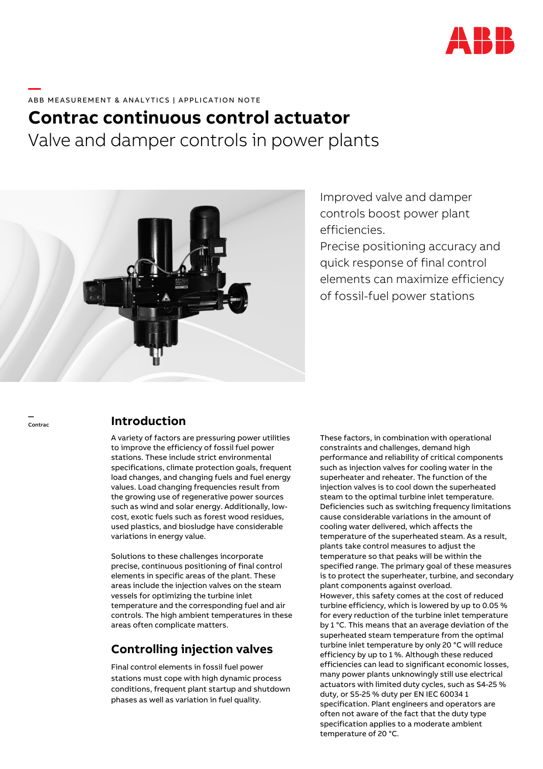ABB MEASUREMENT & ANALYTICS | APPLICATION NOTE

# Contrac continuous control actuator

Valve and damper controls in power plants

Improved valve and damper controls boost power plant efficiencies.
Precise positioning accuracy and quick response of final control elements can maximize efficiency of fossil-fuel power stations

Contrac

## Introduction

A variety of factors are pressuring power utilities to improve the efficiency of fossil fuel power stations. These include strict environmental specifications, climate protection goals, frequent load changes, and changing fuels and fuel energy values. Load changing frequencies result from the growing use of regenerative power sources such as wind and solar energy. Additionally, low-cost, exotic fuels such as forest wood residues, used plastics, and biosludge have considerable variations in energy value.

Solutions to these challenges incorporate precise, continuous positioning of final control elements in specific areas of the plant. These areas include the injection valves on the steam vessels for optimizing the turbine inlet temperature and the corresponding fuel and air controls. The high ambient temperatures in these areas often complicate matters.

## Controlling injection valves

Final control elements in fossil fuel power stations must cope with high dynamic process conditions, frequent plant startup and shutdown phases as well as variation in fuel quality.

These factors, in combination with operational constraints and challenges, demand high performance and reliability of critical components such as injection valves for cooling water in the superheater and reheater. The function of the injection valves is to cool down the superheated steam to the optimal turbine inlet temperature. Deficiencies such as switching frequency limitations cause considerable variations in the amount of cooling water delivered, which affects the temperature of the superheated steam. As a result, plants take control measures to adjust the temperature so that peaks will be within the specified range. The primary goal of these measures is to protect the superheater, turbine, and secondary plant components against overload.
However, this safety comes at the cost of reduced turbine efficiency, which is lowered by up to 0.05 % for every reduction of the turbine inlet temperature by 1 °C. This means that an average deviation of the superheated steam temperature from the optimal turbine inlet temperature by only 20 °C will reduce efficiency by up to 1 %. Although these reduced efficiencies can lead to significant economic losses, many power plants unknowingly still use electrical actuators with limited duty cycles, such as S4-25 % duty, or S5-25 % duty per EN IEC 60034 1 specification. Plant engineers and operators are often not aware of the fact that the duty type specification applies to a moderate ambient temperature of 20 °C.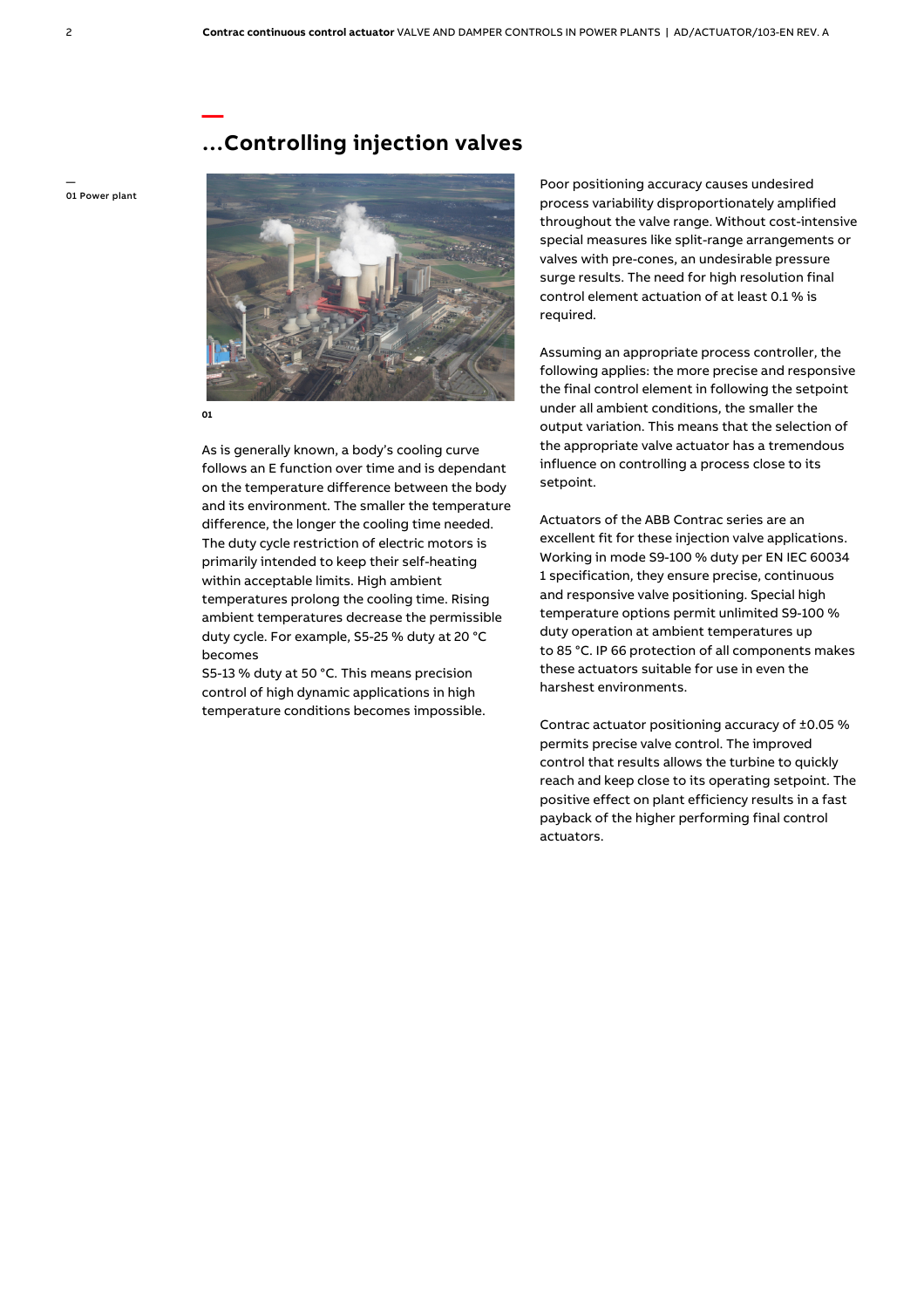## ...Controlling injection valves

01 Power plant

01

As is generally known, a body's cooling curve follows an E function over time and is dependant on the temperature difference between the body and its environment. The smaller the temperature difference, the longer the cooling time needed. The duty cycle restriction of electric motors is primarily intended to keep their self-heating within acceptable limits. High ambient temperatures prolong the cooling time. Rising ambient temperatures decrease the permissible duty cycle. For example, S5-25 % duty at 20 °C becomes
S5-13 % duty at 50 °C. This means precision control of high dynamic applications in high temperature conditions becomes impossible.

Poor positioning accuracy causes undesired process variability disproportionately amplified throughout the valve range. Without cost-intensive special measures like split-range arrangements or valves with pre-cones, an undesirable pressure surge results. The need for high resolution final control element actuation of at least 0.1 % is required.

Assuming an appropriate process controller, the following applies: the more precise and responsive the final control element in following the setpoint under all ambient conditions, the smaller the output variation. This means that the selection of the appropriate valve actuator has a tremendous influence on controlling a process close to its setpoint.

Actuators of the ABB Contrac series are an excellent fit for these injection valve applications. Working in mode S9-100 % duty per EN IEC 60034 1 specification, they ensure precise, continuous and responsive valve positioning. Special high temperature options permit unlimited S9-100 % duty operation at ambient temperatures up to 85 °C. IP 66 protection of all components makes these actuators suitable for use in even the harshest environments.

Contrac actuator positioning accuracy of ±0.05 % permits precise valve control. The improved control that results allows the turbine to quickly reach and keep close to its operating setpoint. The positive effect on plant efficiency results in a fast payback of the higher performing final control actuators.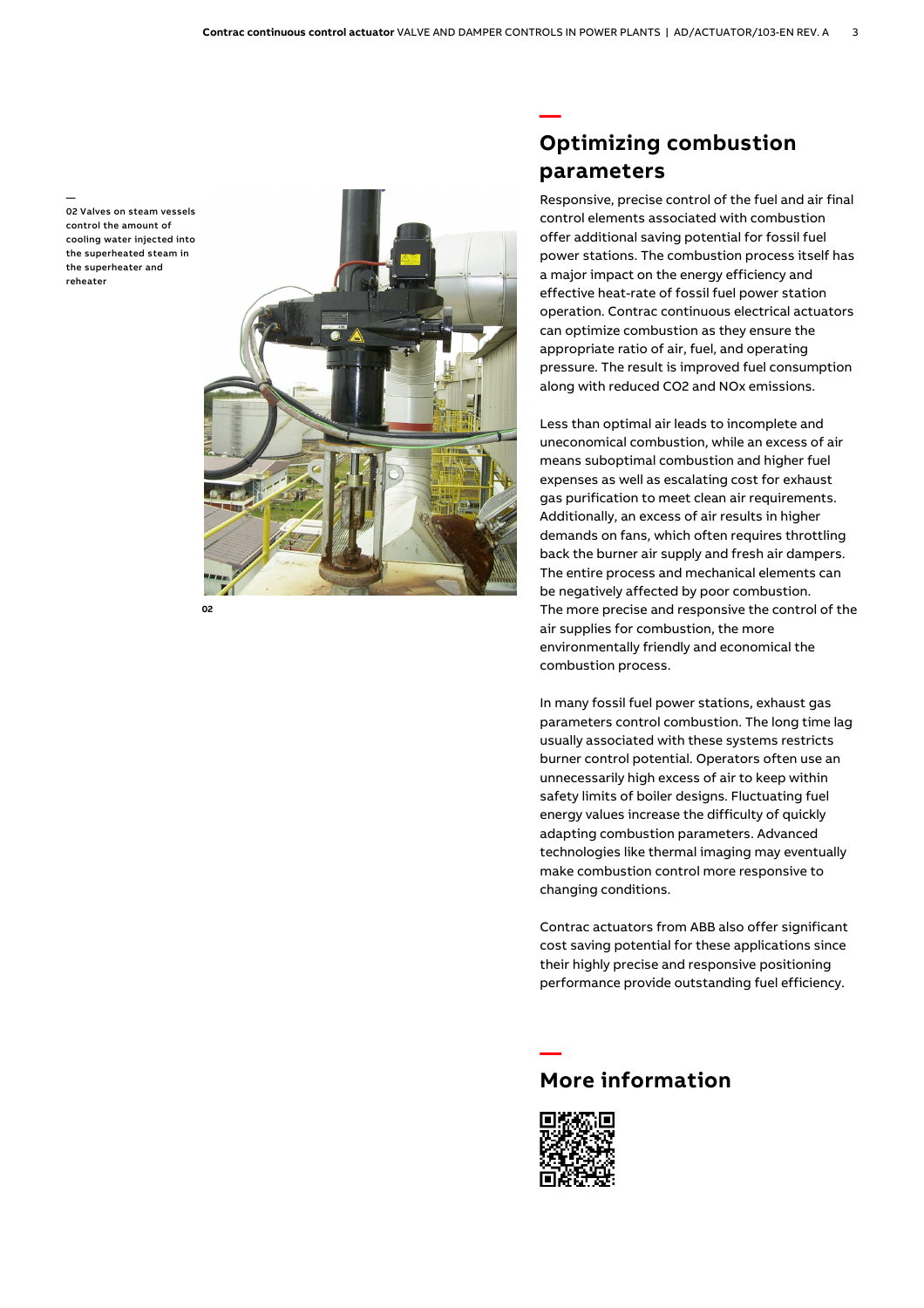02 Valves on steam vessels control the amount of cooling water injected into the superheated steam in the superheater and reheater

02

## Optimizing combustion parameters

Responsive, precise control of the fuel and air final control elements associated with combustion offer additional saving potential for fossil fuel power stations. The combustion process itself has a major impact on the energy efficiency and effective heat-rate of fossil fuel power station operation. Contrac continuous electrical actuators can optimize combustion as they ensure the appropriate ratio of air, fuel, and operating pressure. The result is improved fuel consumption along with reduced $CO_2$ and $NO_x$ emissions.

Less than optimal air leads to incomplete and uneconomical combustion, while an excess of air means suboptimal combustion and higher fuel expenses as well as escalating cost for exhaust gas purification to meet clean air requirements. Additionally, an excess of air results in higher demands on fans, which often requires throttling back the burner air supply and fresh air dampers. The entire process and mechanical elements can be negatively affected by poor combustion.
The more precise and responsive the control of the air supplies for combustion, the more environmentally friendly and economical the combustion process.

In many fossil fuel power stations, exhaust gas parameters control combustion. The long time lag usually associated with these systems restricts burner control potential. Operators often use an unnecessarily high excess of air to keep within safety limits of boiler designs. Fluctuating fuel energy values increase the difficulty of quickly adapting combustion parameters. Advanced technologies like thermal imaging may eventually make combustion control more responsive to changing conditions.

Contrac actuators from ABB also offer significant cost saving potential for these applications since their highly precise and responsive positioning performance provide outstanding fuel efficiency.

## More information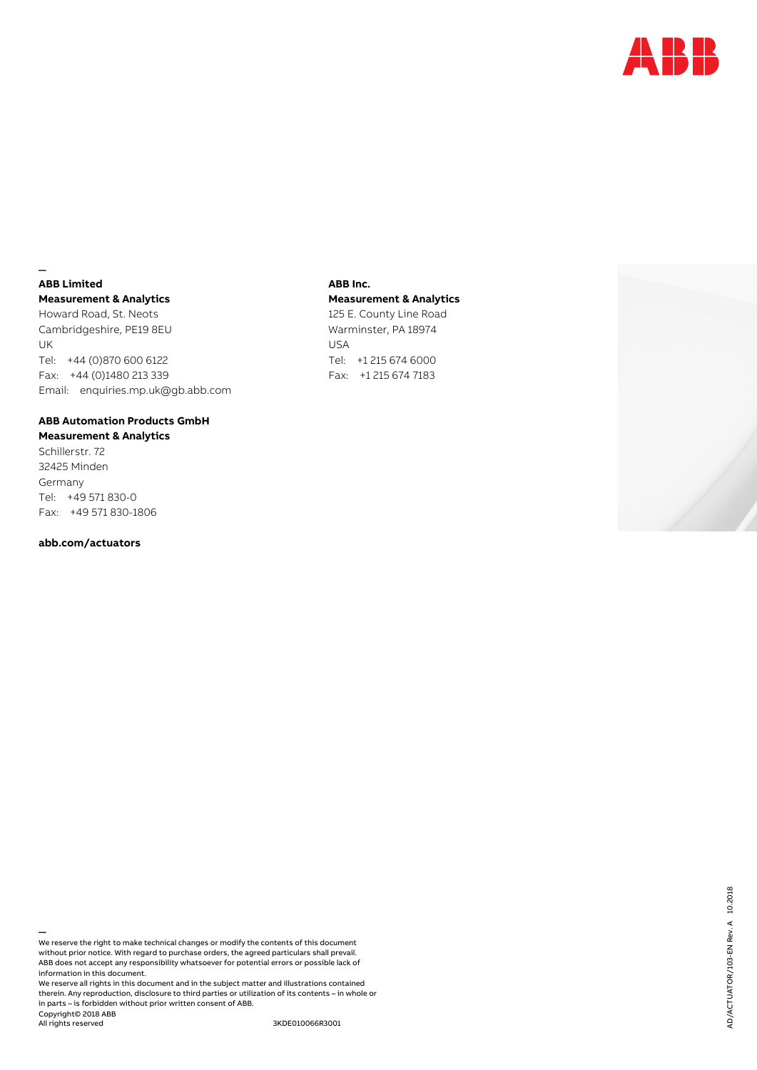**ABB Limited**
**Measurement & Analytics**
Howard Road, St. Neots
Cambridgeshire, PE19 8EU
UK
Tel: +44 (0)870 600 6122
Fax: +44 (0)1480 213 339
Email: enquiries.mp.uk@gb.abb.com

**ABB Automation Products GmbH**
**Measurement & Analytics**
Schillerstr. 72
32425 Minden
Germany
Tel: +49 571 830-0
Fax: +49 571 830-1806

**abb.com/actuators**

**ABB Inc.**
**Measurement & Analytics**
125 E. County Line Road
Warminster, PA 18974
USA
Tel: +1 215 674 6000
Fax: +1 215 674 7183

We reserve the right to make technical changes or modify the contents of this document without prior notice. With regard to purchase orders, the agreed particulars shall prevail. ABB does not accept any responsibility whatsoever for potential errors or possible lack of information in this document.
We reserve all rights in this document and in the subject matter and illustrations contained therein. Any reproduction, disclosure to third parties or utilization of its contents – in whole or in parts – is forbidden without prior written consent of ABB.
Copyright© 2018 ABB
All rights reserved

3KDE010066R3001

AD/ACTUATOR/103-EN Rev. A 10.2018